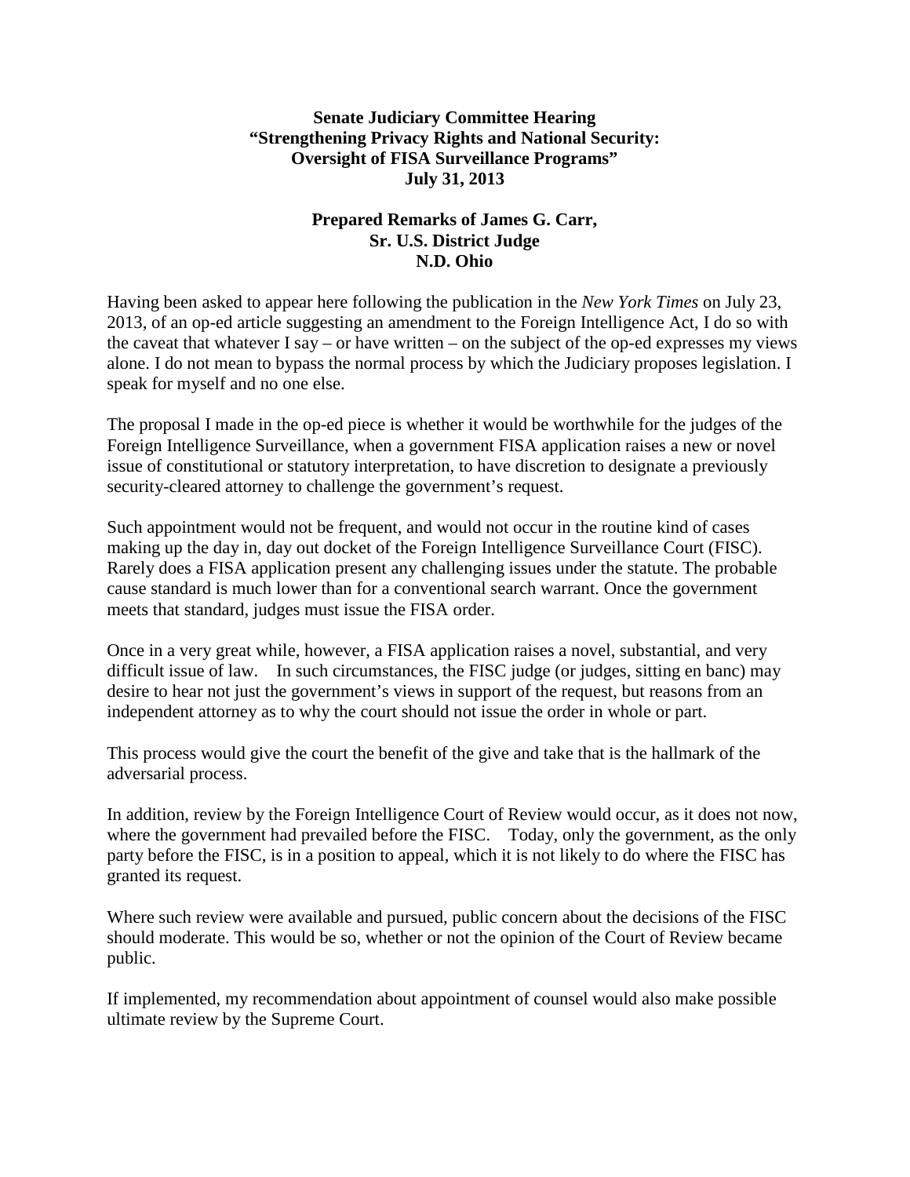**Senate Judiciary Committee Hearing**
**"Strengthening Privacy Rights and National Security:**
**Oversight of FISA Surveillance Programs"**
**July 31, 2013**

**Prepared Remarks of James G. Carr,**
**Sr. U.S. District Judge**
**N.D. Ohio**

Having been asked to appear here following the publication in the *New York Times* on July 23, 2013, of an op-ed article suggesting an amendment to the Foreign Intelligence Act, I do so with the caveat that whatever I say – or have written – on the subject of the op-ed expresses my views alone. I do not mean to bypass the normal process by which the Judiciary proposes legislation. I speak for myself and no one else.

The proposal I made in the op-ed piece is whether it would be worthwhile for the judges of the Foreign Intelligence Surveillance, when a government FISA application raises a new or novel issue of constitutional or statutory interpretation, to have discretion to designate a previously security-cleared attorney to challenge the government's request.

Such appointment would not be frequent, and would not occur in the routine kind of cases making up the day in, day out docket of the Foreign Intelligence Surveillance Court (FISC). Rarely does a FISA application present any challenging issues under the statute. The probable cause standard is much lower than for a conventional search warrant. Once the government meets that standard, judges must issue the FISA order.

Once in a very great while, however, a FISA application raises a novel, substantial, and very difficult issue of law. In such circumstances, the FISC judge (or judges, sitting en banc) may desire to hear not just the government's views in support of the request, but reasons from an independent attorney as to why the court should not issue the order in whole or part.

This process would give the court the benefit of the give and take that is the hallmark of the adversarial process.

In addition, review by the Foreign Intelligence Court of Review would occur, as it does not now, where the government had prevailed before the FISC. Today, only the government, as the only party before the FISC, is in a position to appeal, which it is not likely to do where the FISC has granted its request.

Where such review were available and pursued, public concern about the decisions of the FISC should moderate. This would be so, whether or not the opinion of the Court of Review became public.

If implemented, my recommendation about appointment of counsel would also make possible ultimate review by the Supreme Court.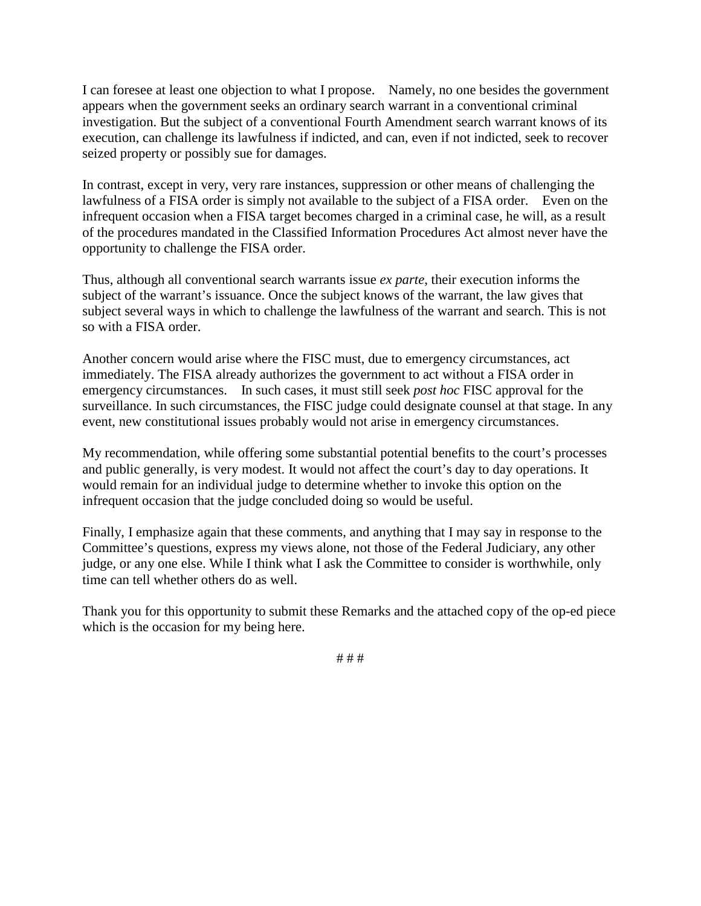I can foresee at least one objection to what I propose. Namely, no one besides the government appears when the government seeks an ordinary search warrant in a conventional criminal investigation. But the subject of a conventional Fourth Amendment search warrant knows of its execution, can challenge its lawfulness if indicted, and can, even if not indicted, seek to recover seized property or possibly sue for damages.

In contrast, except in very, very rare instances, suppression or other means of challenging the lawfulness of a FISA order is simply not available to the subject of a FISA order. Even on the infrequent occasion when a FISA target becomes charged in a criminal case, he will, as a result of the procedures mandated in the Classified Information Procedures Act almost never have the opportunity to challenge the FISA order.

Thus, although all conventional search warrants issue *ex parte*, their execution informs the subject of the warrant's issuance. Once the subject knows of the warrant, the law gives that subject several ways in which to challenge the lawfulness of the warrant and search. This is not so with a FISA order.

Another concern would arise where the FISC must, due to emergency circumstances, act immediately. The FISA already authorizes the government to act without a FISA order in emergency circumstances. In such cases, it must still seek *post hoc* FISC approval for the surveillance. In such circumstances, the FISC judge could designate counsel at that stage. In any event, new constitutional issues probably would not arise in emergency circumstances.

My recommendation, while offering some substantial potential benefits to the court's processes and public generally, is very modest. It would not affect the court's day to day operations. It would remain for an individual judge to determine whether to invoke this option on the infrequent occasion that the judge concluded doing so would be useful.

Finally, I emphasize again that these comments, and anything that I may say in response to the Committee's questions, express my views alone, not those of the Federal Judiciary, any other judge, or any one else. While I think what I ask the Committee to consider is worthwhile, only time can tell whether others do as well.

Thank you for this opportunity to submit these Remarks and the attached copy of the op-ed piece which is the occasion for my being here.

# # #